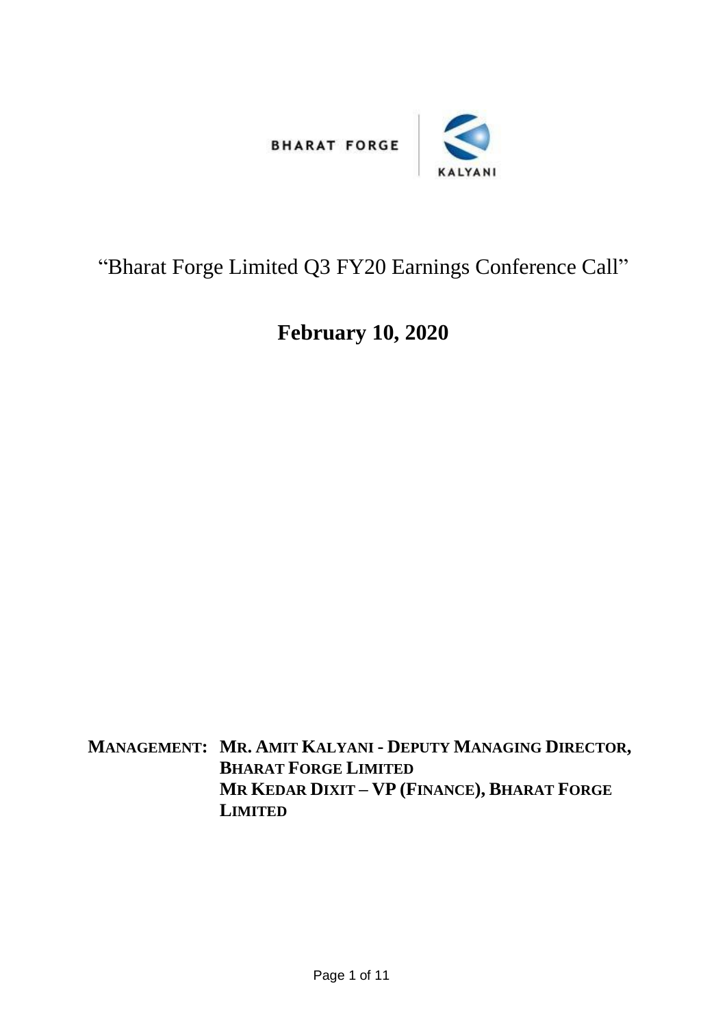BHARAT FORGE | KALYANI

# "Bharat Forge Limited Q3 FY20 Earnings Conference Call"

## February 10, 2020

**MANAGEMENT: MR. AMIT KALYANI - DEPUTY MANAGING DIRECTOR, BHARAT FORGE LIMITED**
**MR KEDAR DIXIT – VP (FINANCE), BHARAT FORGE LIMITED**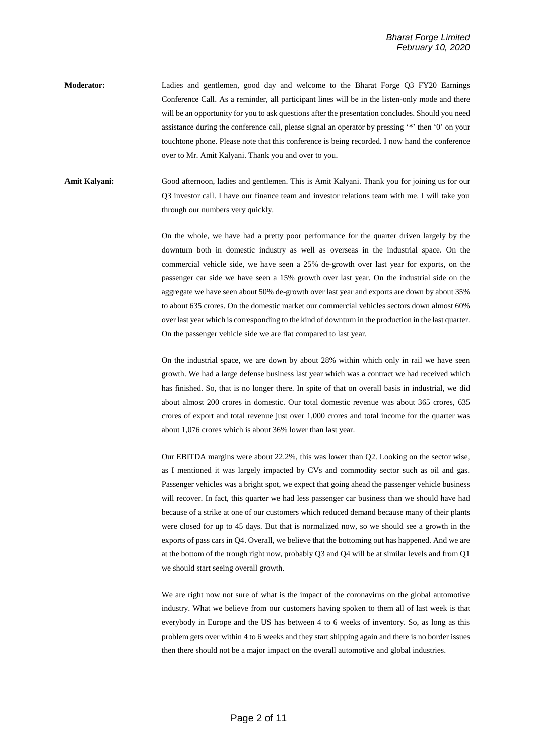**Moderator:** Ladies and gentlemen, good day and welcome to the Bharat Forge Q3 FY20 Earnings Conference Call. As a reminder, all participant lines will be in the listen-only mode and there will be an opportunity for you to ask questions after the presentation concludes. Should you need assistance during the conference call, please signal an operator by pressing '*' then '0' on your touchtone phone. Please note that this conference is being recorded. I now hand the conference over to Mr. Amit Kalyani. Thank you and over to you.

**Amit Kalyani:** Good afternoon, ladies and gentlemen. This is Amit Kalyani. Thank you for joining us for our Q3 investor call. I have our finance team and investor relations team with me. I will take you through our numbers very quickly.

On the whole, we have had a pretty poor performance for the quarter driven largely by the downturn both in domestic industry as well as overseas in the industrial space. On the commercial vehicle side, we have seen a 25% de-growth over last year for exports, on the passenger car side we have seen a 15% growth over last year. On the industrial side on the aggregate we have seen about 50% de-growth over last year and exports are down by about 35% to about 635 crores. On the domestic market our commercial vehicles sectors down almost 60% over last year which is corresponding to the kind of downturn in the production in the last quarter. On the passenger vehicle side we are flat compared to last year.

On the industrial space, we are down by about 28% within which only in rail we have seen growth. We had a large defense business last year which was a contract we had received which has finished. So, that is no longer there. In spite of that on overall basis in industrial, we did about almost 200 crores in domestic. Our total domestic revenue was about 365 crores, 635 crores of export and total revenue just over 1,000 crores and total income for the quarter was about 1,076 crores which is about 36% lower than last year.

Our EBITDA margins were about 22.2%, this was lower than Q2. Looking on the sector wise, as I mentioned it was largely impacted by CVs and commodity sector such as oil and gas. Passenger vehicles was a bright spot, we expect that going ahead the passenger vehicle business will recover. In fact, this quarter we had less passenger car business than we should have had because of a strike at one of our customers which reduced demand because many of their plants were closed for up to 45 days. But that is normalized now, so we should see a growth in the exports of pass cars in Q4. Overall, we believe that the bottoming out has happened. And we are at the bottom of the trough right now, probably Q3 and Q4 will be at similar levels and from Q1 we should start seeing overall growth.

We are right now not sure of what is the impact of the coronavirus on the global automotive industry. What we believe from our customers having spoken to them all of last week is that everybody in Europe and the US has between 4 to 6 weeks of inventory. So, as long as this problem gets over within 4 to 6 weeks and they start shipping again and there is no border issues then there should not be a major impact on the overall automotive and global industries.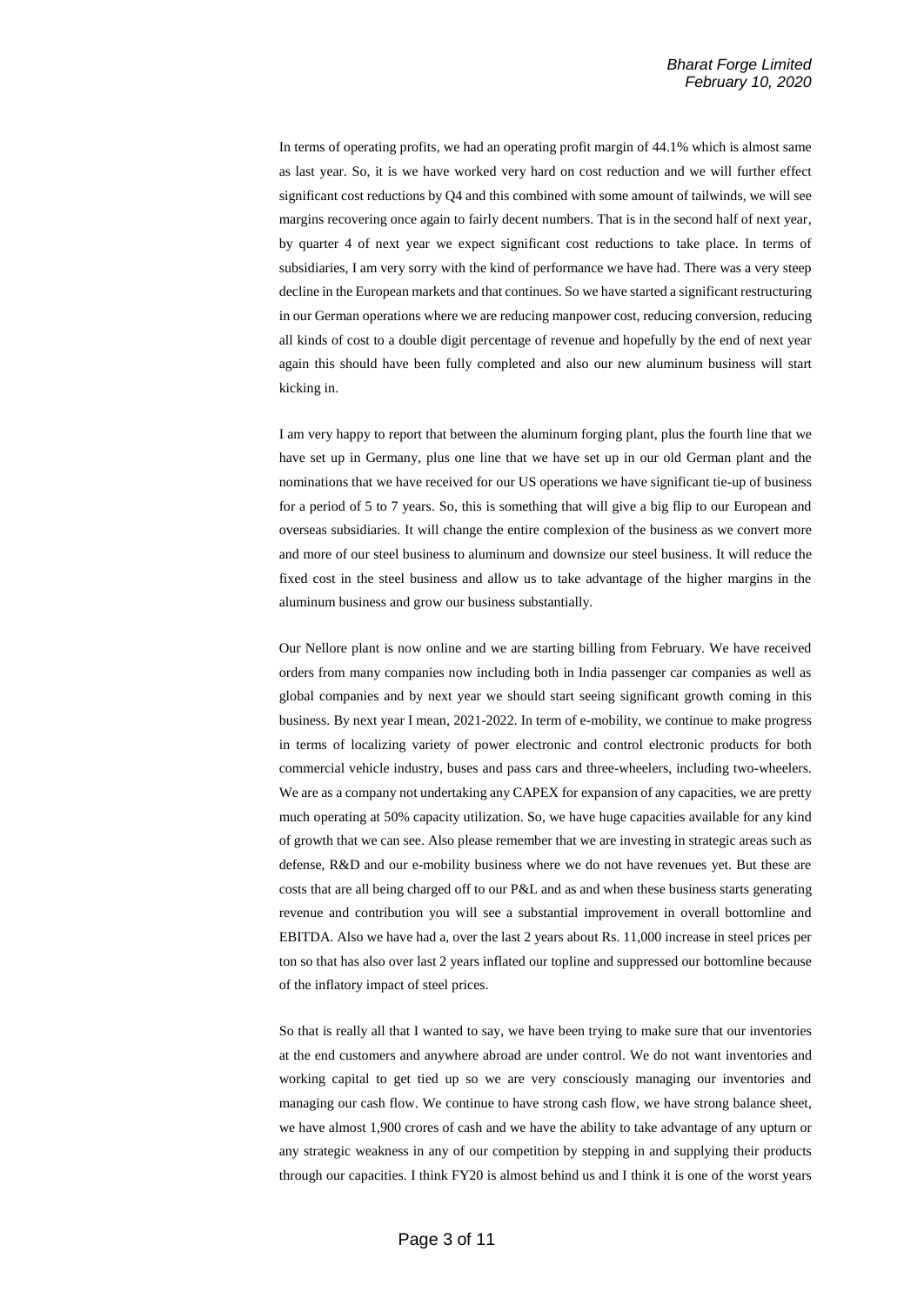In terms of operating profits, we had an operating profit margin of 44.1% which is almost same as last year. So, it is we have worked very hard on cost reduction and we will further effect significant cost reductions by Q4 and this combined with some amount of tailwinds, we will see margins recovering once again to fairly decent numbers. That is in the second half of next year, by quarter 4 of next year we expect significant cost reductions to take place. In terms of subsidiaries, I am very sorry with the kind of performance we have had. There was a very steep decline in the European markets and that continues. So we have started a significant restructuring in our German operations where we are reducing manpower cost, reducing conversion, reducing all kinds of cost to a double digit percentage of revenue and hopefully by the end of next year again this should have been fully completed and also our new aluminum business will start kicking in.

I am very happy to report that between the aluminum forging plant, plus the fourth line that we have set up in Germany, plus one line that we have set up in our old German plant and the nominations that we have received for our US operations we have significant tie-up of business for a period of 5 to 7 years. So, this is something that will give a big flip to our European and overseas subsidiaries. It will change the entire complexion of the business as we convert more and more of our steel business to aluminum and downsize our steel business. It will reduce the fixed cost in the steel business and allow us to take advantage of the higher margins in the aluminum business and grow our business substantially.

Our Nellore plant is now online and we are starting billing from February. We have received orders from many companies now including both in India passenger car companies as well as global companies and by next year we should start seeing significant growth coming in this business. By next year I mean, 2021-2022. In term of e-mobility, we continue to make progress in terms of localizing variety of power electronic and control electronic products for both commercial vehicle industry, buses and pass cars and three-wheelers, including two-wheelers. We are as a company not undertaking any CAPEX for expansion of any capacities, we are pretty much operating at 50% capacity utilization. So, we have huge capacities available for any kind of growth that we can see. Also please remember that we are investing in strategic areas such as defense, R&D and our e-mobility business where we do not have revenues yet. But these are costs that are all being charged off to our P&L and as and when these business starts generating revenue and contribution you will see a substantial improvement in overall bottomline and EBITDA. Also we have had a, over the last 2 years about Rs. 11,000 increase in steel prices per ton so that has also over last 2 years inflated our topline and suppressed our bottomline because of the inflatory impact of steel prices.

So that is really all that I wanted to say, we have been trying to make sure that our inventories at the end customers and anywhere abroad are under control. We do not want inventories and working capital to get tied up so we are very consciously managing our inventories and managing our cash flow. We continue to have strong cash flow, we have strong balance sheet, we have almost 1,900 crores of cash and we have the ability to take advantage of any upturn or any strategic weakness in any of our competition by stepping in and supplying their products through our capacities. I think FY20 is almost behind us and I think it is one of the worst years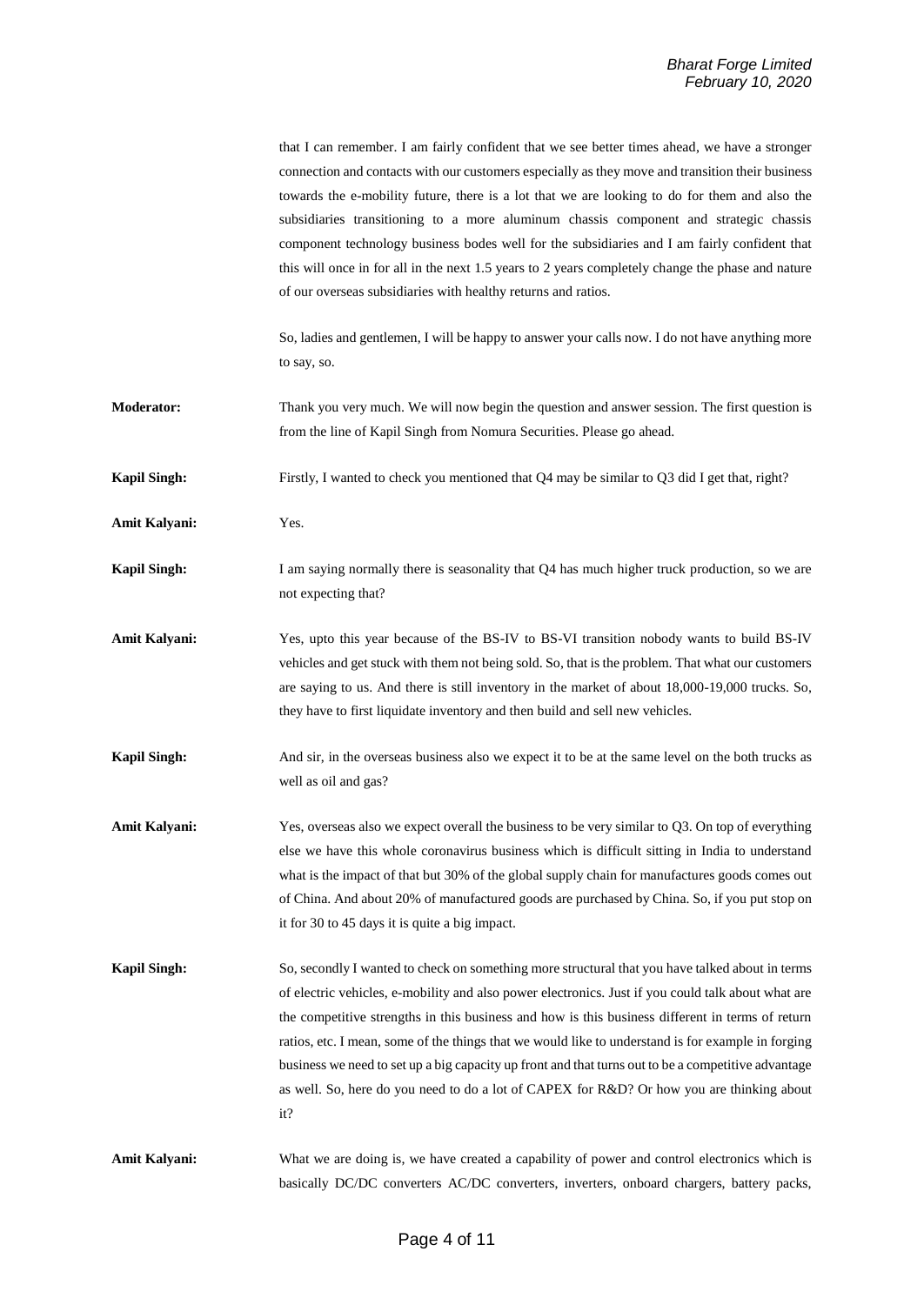that I can remember. I am fairly confident that we see better times ahead, we have a stronger connection and contacts with our customers especially as they move and transition their business towards the e-mobility future, there is a lot that we are looking to do for them and also the subsidiaries transitioning to a more aluminum chassis component and strategic chassis component technology business bodes well for the subsidiaries and I am fairly confident that this will once in for all in the next 1.5 years to 2 years completely change the phase and nature of our overseas subsidiaries with healthy returns and ratios.

So, ladies and gentlemen, I will be happy to answer your calls now. I do not have anything more to say, so.

**Moderator:** Thank you very much. We will now begin the question and answer session. The first question is from the line of Kapil Singh from Nomura Securities. Please go ahead.

**Kapil Singh:** Firstly, I wanted to check you mentioned that Q4 may be similar to Q3 did I get that, right?

**Amit Kalyani:** Yes.

**Kapil Singh:** I am saying normally there is seasonality that Q4 has much higher truck production, so we are not expecting that?

**Amit Kalyani:** Yes, upto this year because of the BS-IV to BS-VI transition nobody wants to build BS-IV vehicles and get stuck with them not being sold. So, that is the problem. That what our customers are saying to us. And there is still inventory in the market of about 18,000-19,000 trucks. So, they have to first liquidate inventory and then build and sell new vehicles.

**Kapil Singh:** And sir, in the overseas business also we expect it to be at the same level on the both trucks as well as oil and gas?

**Amit Kalyani:** Yes, overseas also we expect overall the business to be very similar to Q3. On top of everything else we have this whole coronavirus business which is difficult sitting in India to understand what is the impact of that but 30% of the global supply chain for manufactures goods comes out of China. And about 20% of manufactured goods are purchased by China. So, if you put stop on it for 30 to 45 days it is quite a big impact.

**Kapil Singh:** So, secondly I wanted to check on something more structural that you have talked about in terms of electric vehicles, e-mobility and also power electronics. Just if you could talk about what are the competitive strengths in this business and how is this business different in terms of return ratios, etc. I mean, some of the things that we would like to understand is for example in forging business we need to set up a big capacity up front and that turns out to be a competitive advantage as well. So, here do you need to do a lot of CAPEX for R&D? Or how you are thinking about it?

**Amit Kalyani:** What we are doing is, we have created a capability of power and control electronics which is basically DC/DC converters AC/DC converters, inverters, onboard chargers, battery packs,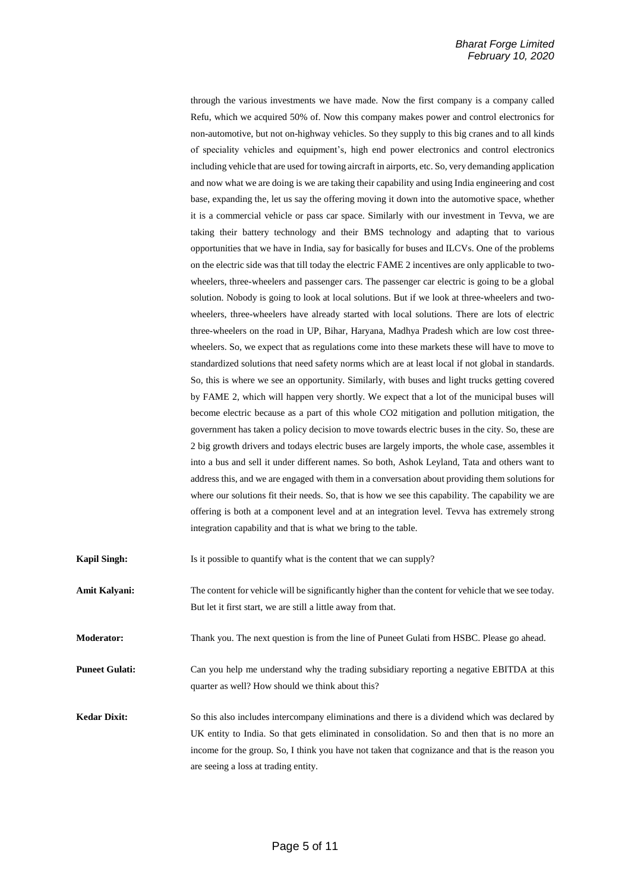through the various investments we have made. Now the first company is a company called Refu, which we acquired 50% of. Now this company makes power and control electronics for non-automotive, but not on-highway vehicles. So they supply to this big cranes and to all kinds of speciality vehicles and equipment's, high end power electronics and control electronics including vehicle that are used for towing aircraft in airports, etc. So, very demanding application and now what we are doing is we are taking their capability and using India engineering and cost base, expanding the, let us say the offering moving it down into the automotive space, whether it is a commercial vehicle or pass car space. Similarly with our investment in Tevva, we are taking their battery technology and their BMS technology and adapting that to various opportunities that we have in India, say for basically for buses and ILCVs. One of the problems on the electric side was that till today the electric FAME 2 incentives are only applicable to two-wheelers, three-wheelers and passenger cars. The passenger car electric is going to be a global solution. Nobody is going to look at local solutions. But if we look at three-wheelers and two-wheelers, three-wheelers have already started with local solutions. There are lots of electric three-wheelers on the road in UP, Bihar, Haryana, Madhya Pradesh which are low cost three-wheelers. So, we expect that as regulations come into these markets these will have to move to standardized solutions that need safety norms which are at least local if not global in standards. So, this is where we see an opportunity. Similarly, with buses and light trucks getting covered by FAME 2, which will happen very shortly. We expect that a lot of the municipal buses will become electric because as a part of this whole $CO_2$ mitigation and pollution mitigation, the government has taken a policy decision to move towards electric buses in the city. So, these are 2 big growth drivers and todays electric buses are largely imports, the whole case, assembles it into a bus and sell it under different names. So both, Ashok Leyland, Tata and others want to address this, and we are engaged with them in a conversation about providing them solutions for where our solutions fit their needs. So, that is how we see this capability. The capability we are offering is both at a component level and at an integration level. Tevva has extremely strong integration capability and that is what we bring to the table.

**Kapil Singh:** Is it possible to quantify what is the content that we can supply?

**Amit Kalyani:** The content for vehicle will be significantly higher than the content for vehicle that we see today. But let it first start, we are still a little away from that.

**Moderator:** Thank you. The next question is from the line of Puneet Gulati from HSBC. Please go ahead.

**Puneet Gulati:** Can you help me understand why the trading subsidiary reporting a negative EBITDA at this quarter as well? How should we think about this?

**Kedar Dixit:** So this also includes intercompany eliminations and there is a dividend which was declared by UK entity to India. So that gets eliminated in consolidation. So and then that is no more an income for the group. So, I think you have not taken that cognizance and that is the reason you are seeing a loss at trading entity.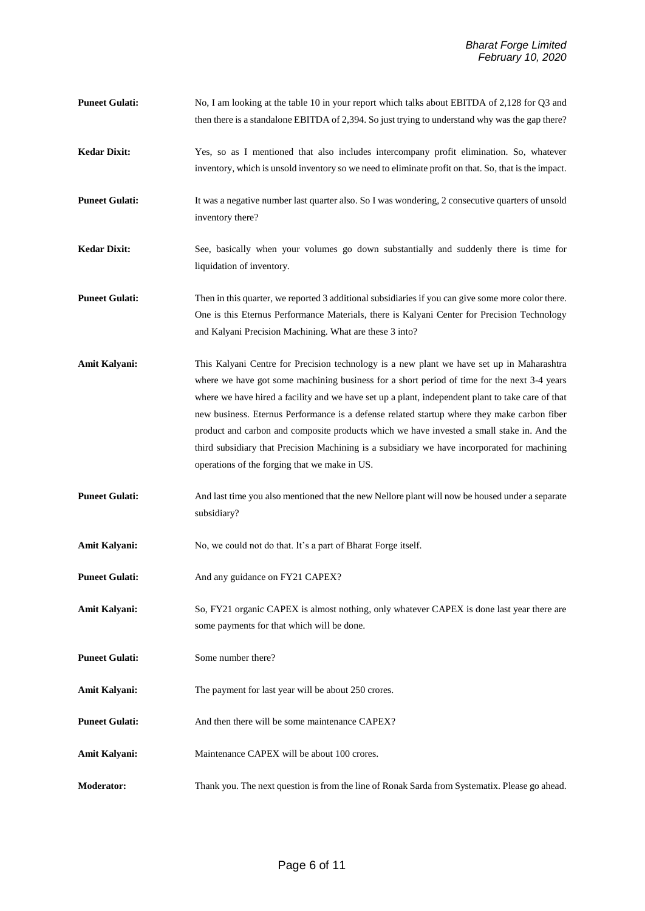**Puneet Gulati:** No, I am looking at the table 10 in your report which talks about EBITDA of 2,128 for Q3 and then there is a standalone EBITDA of 2,394. So just trying to understand why was the gap there?

**Kedar Dixit:** Yes, so as I mentioned that also includes intercompany profit elimination. So, whatever inventory, which is unsold inventory so we need to eliminate profit on that. So, that is the impact.

**Puneet Gulati:** It was a negative number last quarter also. So I was wondering, 2 consecutive quarters of unsold inventory there?

**Kedar Dixit:** See, basically when your volumes go down substantially and suddenly there is time for liquidation of inventory.

**Puneet Gulati:** Then in this quarter, we reported 3 additional subsidiaries if you can give some more color there. One is this Eternus Performance Materials, there is Kalyani Center for Precision Technology and Kalyani Precision Machining. What are these 3 into?

**Amit Kalyani:** This Kalyani Centre for Precision technology is a new plant we have set up in Maharashtra where we have got some machining business for a short period of time for the next 3-4 years where we have hired a facility and we have set up a plant, independent plant to take care of that new business. Eternus Performance is a defense related startup where they make carbon fiber product and carbon and composite products which we have invested a small stake in. And the third subsidiary that Precision Machining is a subsidiary we have incorporated for machining operations of the forging that we make in US.

**Puneet Gulati:** And last time you also mentioned that the new Nellore plant will now be housed under a separate subsidiary?

**Amit Kalyani:** No, we could not do that. It's a part of Bharat Forge itself.

**Puneet Gulati:** And any guidance on FY21 CAPEX?

**Amit Kalyani:** So, FY21 organic CAPEX is almost nothing, only whatever CAPEX is done last year there are some payments for that which will be done.

**Puneet Gulati:** Some number there?

**Amit Kalyani:** The payment for last year will be about 250 crores.

**Puneet Gulati:** And then there will be some maintenance CAPEX?

**Amit Kalyani:** Maintenance CAPEX will be about 100 crores.

**Moderator:** Thank you. The next question is from the line of Ronak Sarda from Systematix. Please go ahead.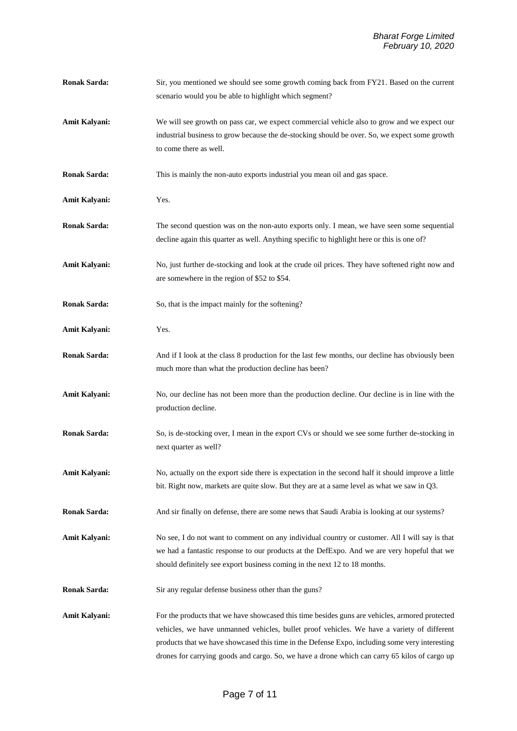**Ronak Sarda:** Sir, you mentioned we should see some growth coming back from FY21. Based on the current scenario would you be able to highlight which segment?

**Amit Kalyani:** We will see growth on pass car, we expect commercial vehicle also to grow and we expect our industrial business to grow because the de-stocking should be over. So, we expect some growth to come there as well.

**Ronak Sarda:** This is mainly the non-auto exports industrial you mean oil and gas space.

**Amit Kalyani:** Yes.

**Ronak Sarda:** The second question was on the non-auto exports only. I mean, we have seen some sequential decline again this quarter as well. Anything specific to highlight here or this is one of?

**Amit Kalyani:** No, just further de-stocking and look at the crude oil prices. They have softened right now and are somewhere in the region of $52 to $54.

**Ronak Sarda:** So, that is the impact mainly for the softening?

**Amit Kalyani:** Yes.

**Ronak Sarda:** And if I look at the class 8 production for the last few months, our decline has obviously been much more than what the production decline has been?

**Amit Kalyani:** No, our decline has not been more than the production decline. Our decline is in line with the production decline.

**Ronak Sarda:** So, is de-stocking over, I mean in the export CVs or should we see some further de-stocking in next quarter as well?

**Amit Kalyani:** No, actually on the export side there is expectation in the second half it should improve a little bit. Right now, markets are quite slow. But they are at a same level as what we saw in Q3.

**Ronak Sarda:** And sir finally on defense, there are some news that Saudi Arabia is looking at our systems?

**Amit Kalyani:** No see, I do not want to comment on any individual country or customer. All I will say is that we had a fantastic response to our products at the DefExpo. And we are very hopeful that we should definitely see export business coming in the next 12 to 18 months.

**Ronak Sarda:** Sir any regular defense business other than the guns?

**Amit Kalyani:** For the products that we have showcased this time besides guns are vehicles, armored protected vehicles, we have unmanned vehicles, bullet proof vehicles. We have a variety of different products that we have showcased this time in the Defense Expo, including some very interesting drones for carrying goods and cargo. So, we have a drone which can carry 65 kilos of cargo up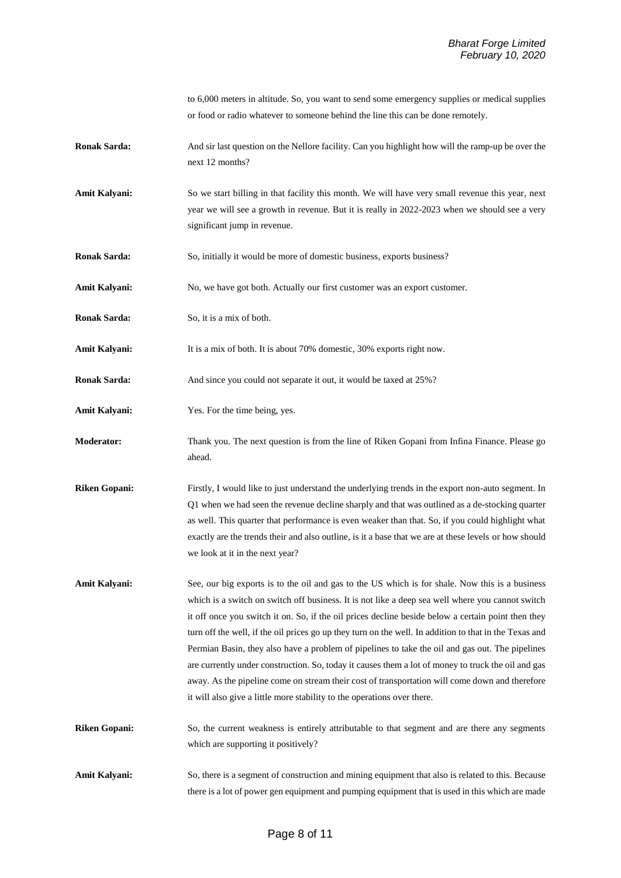to 6,000 meters in altitude. So, you want to send some emergency supplies or medical supplies or food or radio whatever to someone behind the line this can be done remotely.

**Ronak Sarda:** And sir last question on the Nellore facility. Can you highlight how will the ramp-up be over the next 12 months?

**Amit Kalyani:** So we start billing in that facility this month. We will have very small revenue this year, next year we will see a growth in revenue. But it is really in 2022-2023 when we should see a very significant jump in revenue.

**Ronak Sarda:** So, initially it would be more of domestic business, exports business?

**Amit Kalyani:** No, we have got both. Actually our first customer was an export customer.

**Ronak Sarda:** So, it is a mix of both.

**Amit Kalyani:** It is a mix of both. It is about 70% domestic, 30% exports right now.

**Ronak Sarda:** And since you could not separate it out, it would be taxed at 25%?

**Amit Kalyani:** Yes. For the time being, yes.

**Moderator:** Thank you. The next question is from the line of Riken Gopani from Infina Finance. Please go ahead.

**Riken Gopani:** Firstly, I would like to just understand the underlying trends in the export non-auto segment. In Q1 when we had seen the revenue decline sharply and that was outlined as a de-stocking quarter as well. This quarter that performance is even weaker than that. So, if you could highlight what exactly are the trends their and also outline, is it a base that we are at these levels or how should we look at it in the next year?

**Amit Kalyani:** See, our big exports is to the oil and gas to the US which is for shale. Now this is a business which is a switch on switch off business. It is not like a deep sea well where you cannot switch it off once you switch it on. So, if the oil prices decline beside below a certain point then they turn off the well, if the oil prices go up they turn on the well. In addition to that in the Texas and Permian Basin, they also have a problem of pipelines to take the oil and gas out. The pipelines are currently under construction. So, today it causes them a lot of money to truck the oil and gas away. As the pipeline come on stream their cost of transportation will come down and therefore it will also give a little more stability to the operations over there.

**Riken Gopani:** So, the current weakness is entirely attributable to that segment and are there any segments which are supporting it positively?

**Amit Kalyani:** So, there is a segment of construction and mining equipment that also is related to this. Because there is a lot of power gen equipment and pumping equipment that is used in this which are made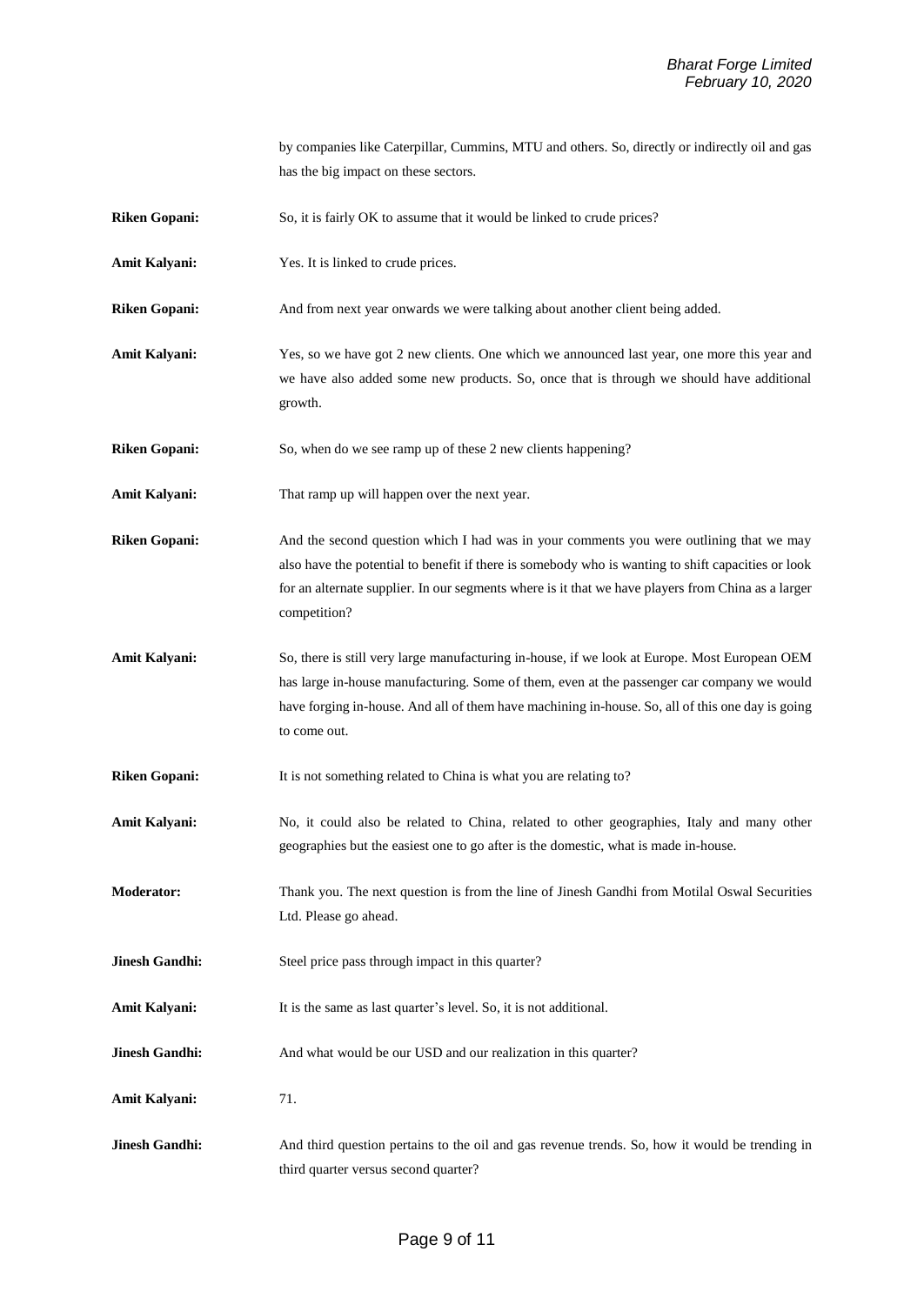by companies like Caterpillar, Cummins, MTU and others. So, directly or indirectly oil and gas has the big impact on these sectors.

**Riken Gopani:** So, it is fairly OK to assume that it would be linked to crude prices?

**Amit Kalyani:** Yes. It is linked to crude prices.

**Riken Gopani:** And from next year onwards we were talking about another client being added.

**Amit Kalyani:** Yes, so we have got 2 new clients. One which we announced last year, one more this year and we have also added some new products. So, once that is through we should have additional growth.

**Riken Gopani:** So, when do we see ramp up of these 2 new clients happening?

**Amit Kalyani:** That ramp up will happen over the next year.

**Riken Gopani:** And the second question which I had was in your comments you were outlining that we may also have the potential to benefit if there is somebody who is wanting to shift capacities or look for an alternate supplier. In our segments where is it that we have players from China as a larger competition?

**Amit Kalyani:** So, there is still very large manufacturing in-house, if we look at Europe. Most European OEM has large in-house manufacturing. Some of them, even at the passenger car company we would have forging in-house. And all of them have machining in-house. So, all of this one day is going to come out.

**Riken Gopani:** It is not something related to China is what you are relating to?

**Amit Kalyani:** No, it could also be related to China, related to other geographies, Italy and many other geographies but the easiest one to go after is the domestic, what is made in-house.

**Moderator:** Thank you. The next question is from the line of Jinesh Gandhi from Motilal Oswal Securities Ltd. Please go ahead.

**Jinesh Gandhi:** Steel price pass through impact in this quarter?

**Amit Kalyani:** It is the same as last quarter's level. So, it is not additional.

**Jinesh Gandhi:** And what would be our USD and our realization in this quarter?

**Amit Kalyani:** 71.

**Jinesh Gandhi:** And third question pertains to the oil and gas revenue trends. So, how it would be trending in third quarter versus second quarter?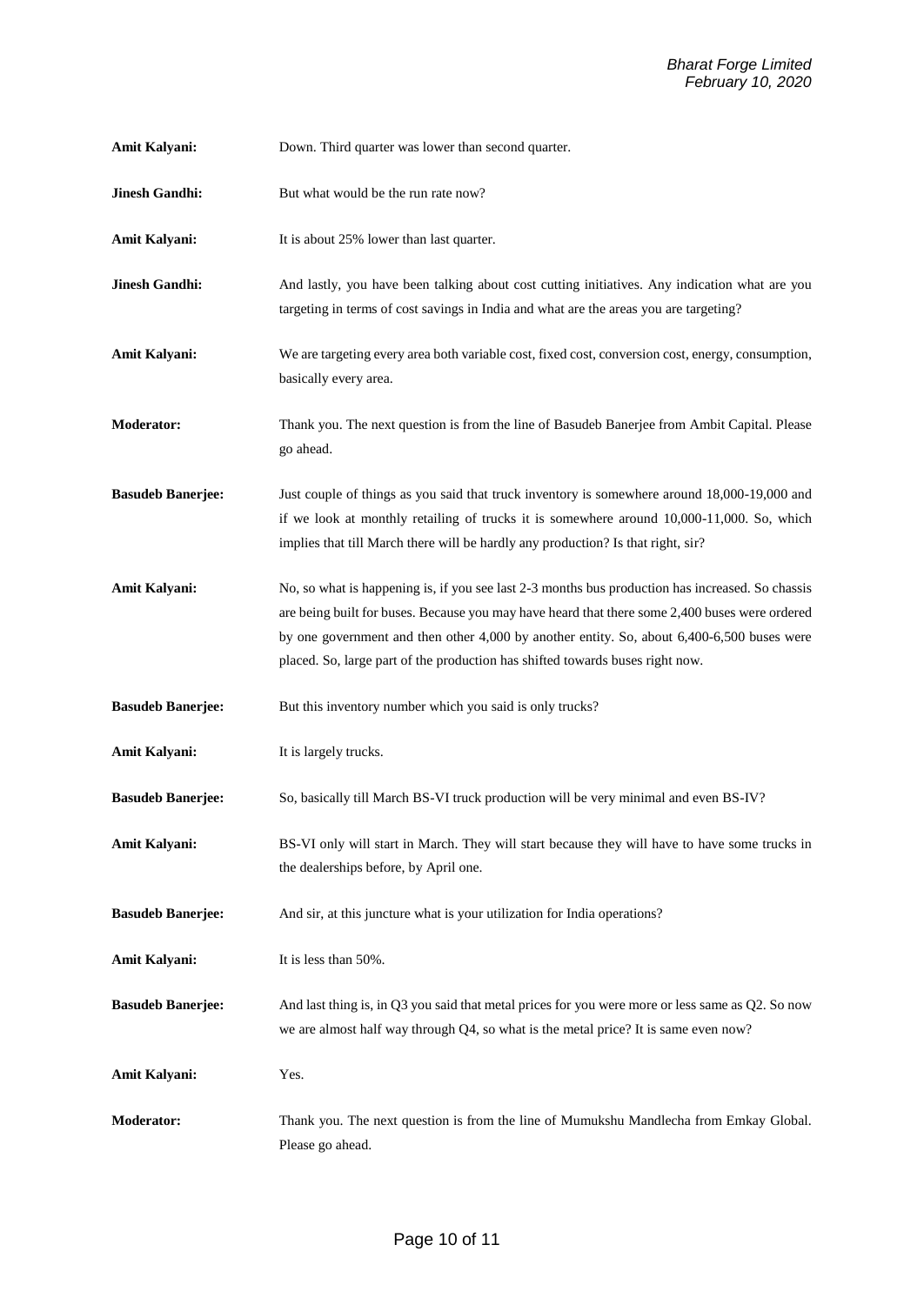**Amit Kalyani:** Down. Third quarter was lower than second quarter.

**Jinesh Gandhi:** But what would be the run rate now?

**Amit Kalyani:** It is about 25% lower than last quarter.

**Jinesh Gandhi:** And lastly, you have been talking about cost cutting initiatives. Any indication what are you targeting in terms of cost savings in India and what are the areas you are targeting?

**Amit Kalyani:** We are targeting every area both variable cost, fixed cost, conversion cost, energy, consumption, basically every area.

**Moderator:** Thank you. The next question is from the line of Basudeb Banerjee from Ambit Capital. Please go ahead.

**Basudeb Banerjee:** Just couple of things as you said that truck inventory is somewhere around 18,000-19,000 and if we look at monthly retailing of trucks it is somewhere around 10,000-11,000. So, which implies that till March there will be hardly any production? Is that right, sir?

**Amit Kalyani:** No, so what is happening is, if you see last 2-3 months bus production has increased. So chassis are being built for buses. Because you may have heard that there some 2,400 buses were ordered by one government and then other 4,000 by another entity. So, about 6,400-6,500 buses were placed. So, large part of the production has shifted towards buses right now.

**Basudeb Banerjee:** But this inventory number which you said is only trucks?

**Amit Kalyani:** It is largely trucks.

**Basudeb Banerjee:** So, basically till March BS-VI truck production will be very minimal and even BS-IV?

**Amit Kalyani:** BS-VI only will start in March. They will start because they will have to have some trucks in the dealerships before, by April one.

**Basudeb Banerjee:** And sir, at this juncture what is your utilization for India operations?

**Amit Kalyani:** It is less than 50%.

**Basudeb Banerjee:** And last thing is, in Q3 you said that metal prices for you were more or less same as Q2. So now we are almost half way through Q4, so what is the metal price? It is same even now?

**Amit Kalyani:** Yes.

**Moderator:** Thank you. The next question is from the line of Mumukshu Mandlecha from Emkay Global. Please go ahead.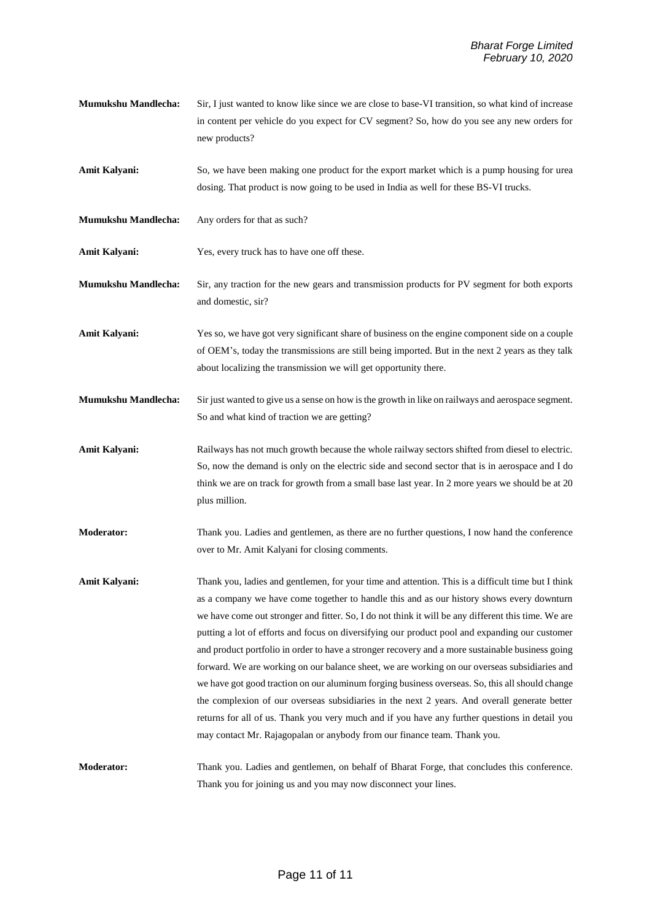**Mumukshu Mandlecha:** Sir, I just wanted to know like since we are close to base-VI transition, so what kind of increase in content per vehicle do you expect for CV segment? So, how do you see any new orders for new products?

**Amit Kalyani:** So, we have been making one product for the export market which is a pump housing for urea dosing. That product is now going to be used in India as well for these BS-VI trucks.

**Mumukshu Mandlecha:** Any orders for that as such?

**Amit Kalyani:** Yes, every truck has to have one off these.

**Mumukshu Mandlecha:** Sir, any traction for the new gears and transmission products for PV segment for both exports and domestic, sir?

**Amit Kalyani:** Yes so, we have got very significant share of business on the engine component side on a couple of OEM's, today the transmissions are still being imported. But in the next 2 years as they talk about localizing the transmission we will get opportunity there.

**Mumukshu Mandlecha:** Sir just wanted to give us a sense on how is the growth in like on railways and aerospace segment. So and what kind of traction we are getting?

**Amit Kalyani:** Railways has not much growth because the whole railway sectors shifted from diesel to electric. So, now the demand is only on the electric side and second sector that is in aerospace and I do think we are on track for growth from a small base last year. In 2 more years we should be at 20 plus million.

**Moderator:** Thank you. Ladies and gentlemen, as there are no further questions, I now hand the conference over to Mr. Amit Kalyani for closing comments.

**Amit Kalyani:** Thank you, ladies and gentlemen, for your time and attention. This is a difficult time but I think as a company we have come together to handle this and as our history shows every downturn we have come out stronger and fitter. So, I do not think it will be any different this time. We are putting a lot of efforts and focus on diversifying our product pool and expanding our customer and product portfolio in order to have a stronger recovery and a more sustainable business going forward. We are working on our balance sheet, we are working on our overseas subsidiaries and we have got good traction on our aluminum forging business overseas. So, this all should change the complexion of our overseas subsidiaries in the next 2 years. And overall generate better returns for all of us. Thank you very much and if you have any further questions in detail you may contact Mr. Rajagopalan or anybody from our finance team. Thank you.

**Moderator:** Thank you. Ladies and gentlemen, on behalf of Bharat Forge, that concludes this conference. Thank you for joining us and you may now disconnect your lines.